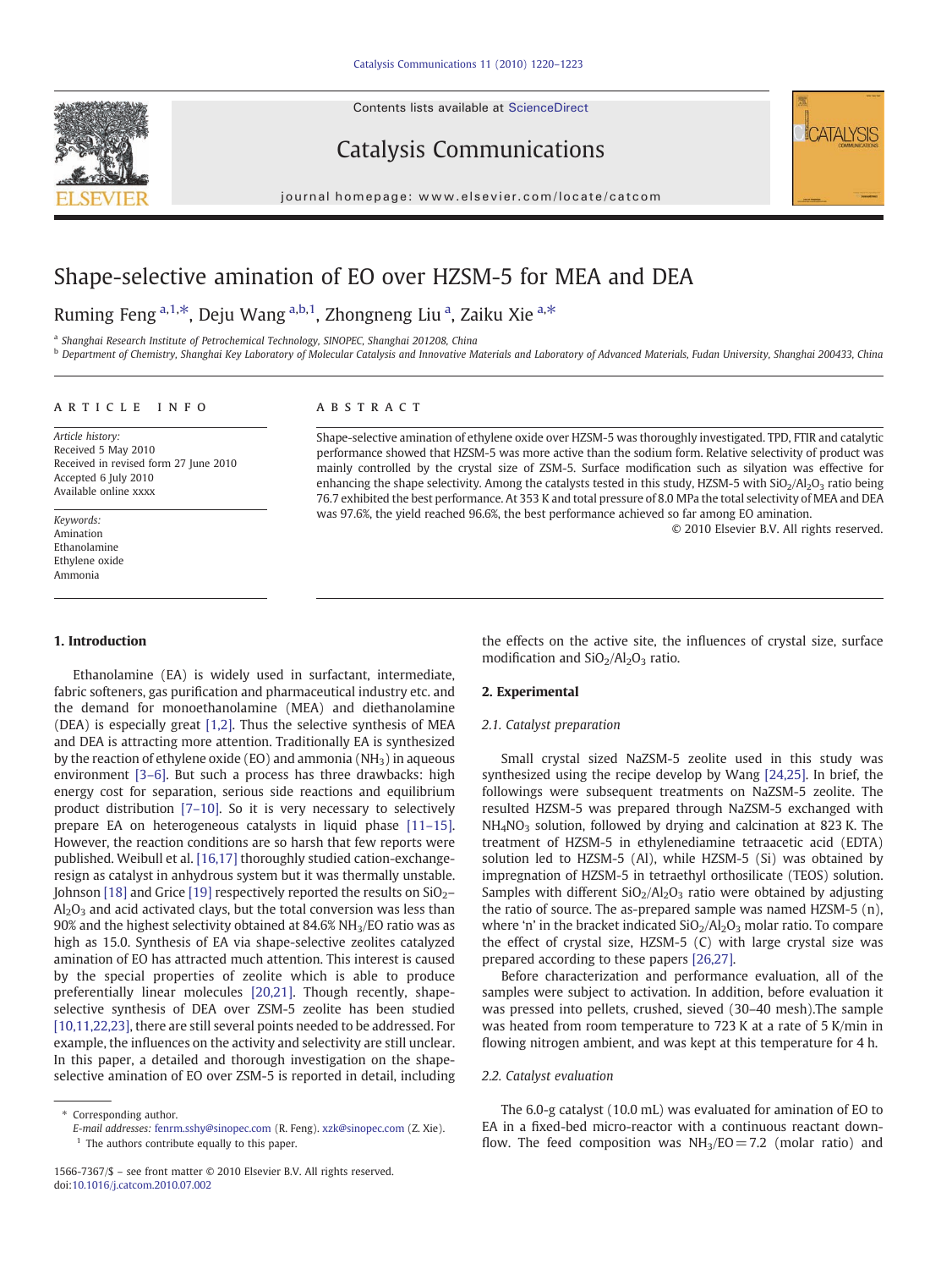Contents lists available at ScienceDirect

Catalysis Communications

journal homepage: www.elsevier.com/locate/catcom

# Shape-selective amination of EO over HZSM-5 for MEA and DEA

Ruming Feng [a,1,*], Deju Wang [a,b,1], Zhongneng Liu [a], Zaiku Xie [a,*]

[a] Shanghai Research Institute of Petrochemical Technology, SINOPEC, Shanghai 201208, China

[b] Department of Chemistry, Shanghai Key Laboratory of Molecular Catalysis and Innovative Materials and Laboratory of Advanced Materials, Fudan University, Shanghai 200433, China

**ARTICLE INFO**

*Article history:*
Received 5 May 2010
Received in revised form 27 June 2010
Accepted 6 July 2010
Available online xxxx

*Keywords:*
Amination
Ethanolamine
Ethylene oxide
Ammonia

**ABSTRACT**

Shape-selective amination of ethylene oxide over HZSM-5 was thoroughly investigated. TPD, FTIR and catalytic performance showed that HZSM-5 was more active than the sodium form. Relative selectivity of product was mainly controlled by the crystal size of ZSM-5. Surface modification such as silyation was effective for enhancing the shape selectivity. Among the catalysts tested in this study, HZSM-5 with $SiO_2/Al_2O_3$ ratio being 76.7 exhibited the best performance. At 353 K and total pressure of 8.0 MPa the total selectivity of MEA and DEA was 97.6%, the yield reached 96.6%, the best performance achieved so far among EO amination.

© 2010 Elsevier B.V. All rights reserved.

## 1. Introduction

Ethanolamine (EA) is widely used in surfactant, intermediate, fabric softeners, gas purification and pharmaceutical industry etc. and the demand for monoethanolamine (MEA) and diethanolamine (DEA) is especially great [1,2]. Thus the selective synthesis of MEA and DEA is attracting more attention. Traditionally EA is synthesized by the reaction of ethylene oxide (EO) and ammonia ($NH_3$) in aqueous environment [3–6]. But such a process has three drawbacks: high energy cost for separation, serious side reactions and equilibrium product distribution [7–10]. So it is very necessary to selectively prepare EA on heterogeneous catalysts in liquid phase [11–15]. However, the reaction conditions are so harsh that few reports were published. Weibull et al. [16,17] thoroughly studied cation-exchange-resign as catalyst in anhydrous system but it was thermally unstable. Johnson [18] and Grice [19] respectively reported the results on $SiO_2$–$Al_2O_3$ and acid activated clays, but the total conversion was less than 90% and the highest selectivity obtained at 84.6% $NH_3$/EO ratio was as high as 15.0. Synthesis of EA via shape-selective zeolites catalyzed amination of EO has attracted much attention. This interest is caused by the special properties of zeolite which is able to produce preferentially linear molecules [20,21]. Though recently, shape-selective synthesis of DEA over ZSM-5 zeolite has been studied [10,11,22,23], there are still several points needed to be addressed. For example, the influences on the activity and selectivity are still unclear. In this paper, a detailed and thorough investigation on the shape-selective amination of EO over ZSM-5 is reported in detail, including the effects on the active site, the influences of crystal size, surface modification and $SiO_2/Al_2O_3$ ratio.

## 2. Experimental

### 2.1. Catalyst preparation

Small crystal sized NaZSM-5 zeolite used in this study was synthesized using the recipe develop by Wang [24,25]. In brief, the followings were subsequent treatments on NaZSM-5 zeolite. The resulted HZSM-5 was prepared through NaZSM-5 exchanged with $NH_4NO_3$ solution, followed by drying and calcination at 823 K. The treatment of HZSM-5 in ethylenediamine tetraacetic acid (EDTA) solution led to HZSM-5 (Al), while HZSM-5 (Si) was obtained by impregnation of HZSM-5 in tetraethyl orthosilicate (TEOS) solution. Samples with different $SiO_2/Al_2O_3$ ratio were obtained by adjusting the ratio of source. The as-prepared sample was named HZSM-5 (n), where 'n' in the bracket indicated $SiO_2/Al_2O_3$ molar ratio. To compare the effect of crystal size, HZSM-5 (C) with large crystal size was prepared according to these papers [26,27].

Before characterization and performance evaluation, all of the samples were subject to activation. In addition, before evaluation it was pressed into pellets, crushed, sieved (30–40 mesh).The sample was heated from room temperature to 723 K at a rate of 5 K/min in flowing nitrogen ambient, and was kept at this temperature for 4 h.

### 2.2. Catalyst evaluation

The 6.0-g catalyst (10.0 mL) was evaluated for amination of EO to EA in a fixed-bed micro-reactor with a continuous reactant down-flow. The feed composition was $NH_3$/EO = 7.2 (molar ratio) and

\* Corresponding author.
*E-mail addresses:* fenrm.sshy@sinopec.com (R. Feng). xzk@sinopec.com (Z. Xie).
[1] The authors contribute equally to this paper.

1566-7367/$ – see front matter © 2010 Elsevier B.V. All rights reserved.
doi:10.1016/j.catcom.2010.07.002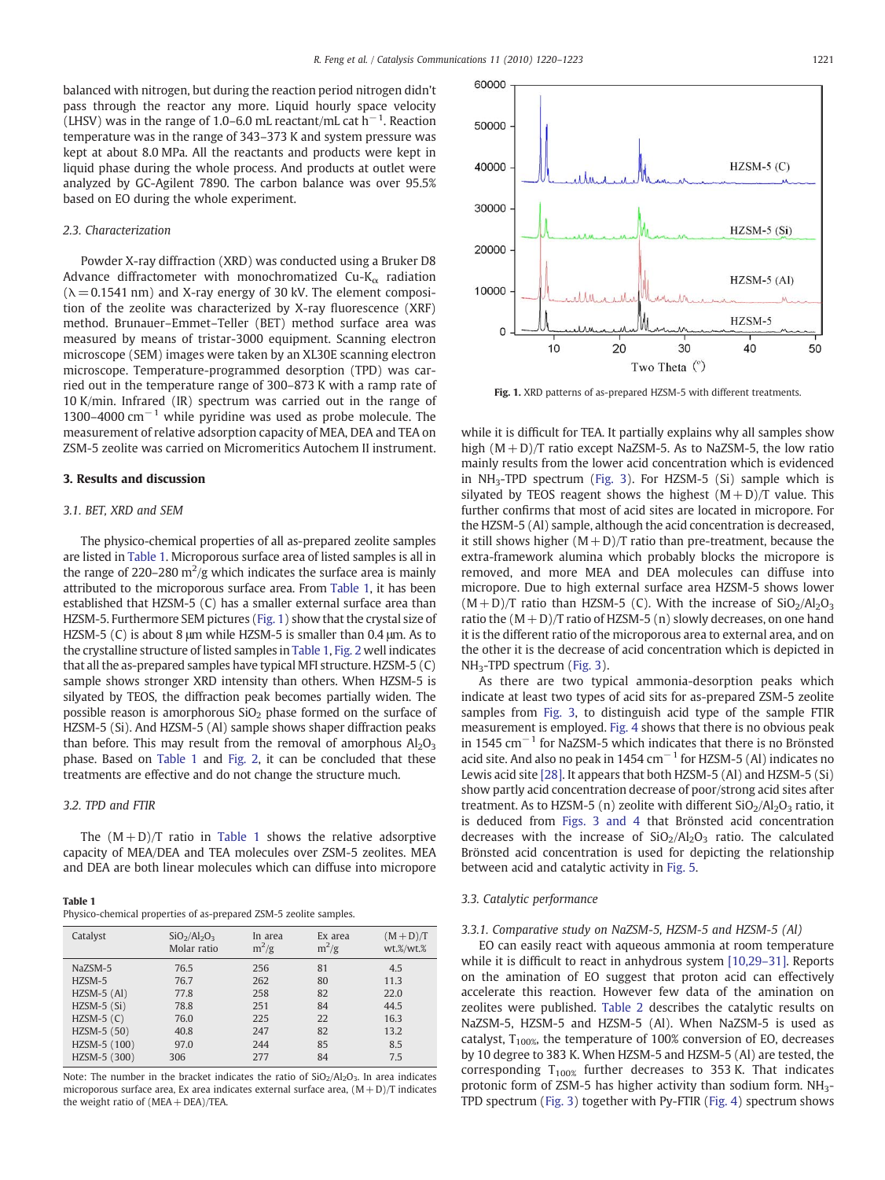balanced with nitrogen, but during the reaction period nitrogen didn't pass through the reactor any more. Liquid hourly space velocity (LHSV) was in the range of 1.0–6.0 mL reactant/mL cat $h^{-1}$. Reaction temperature was in the range of 343–373 K and system pressure was kept at about 8.0 MPa. All the reactants and products were kept in liquid phase during the whole process. And products at outlet were analyzed by GC-Agilent 7890. The carbon balance was over 95.5% based on EO during the whole experiment.

### 2.3. Characterization

Powder X-ray diffraction (XRD) was conducted using a Bruker D8 Advance diffractometer with monochromatized Cu-$K_{\alpha}$ radiation ($\lambda = 0.1541$ nm) and X-ray energy of 30 kV. The element composition of the zeolite was characterized by X-ray fluorescence (XRF) method. Brunauer–Emmet–Teller (BET) method surface area was measured by means of tristar-3000 equipment. Scanning electron microscope (SEM) images were taken by an XL30E scanning electron microscope. Temperature-programmed desorption (TPD) was carried out in the temperature range of 300–873 K with a ramp rate of 10 K/min. Infrared (IR) spectrum was carried out in the range of 1300–4000 $cm^{-1}$ while pyridine was used as probe molecule. The measurement of relative adsorption capacity of MEA, DEA and TEA on ZSM-5 zeolite was carried on Micromeritics Autochem II instrument.

## 3. Results and discussion

### 3.1. BET, XRD and SEM

The physico-chemical properties of all as-prepared zeolite samples are listed in Table 1. Microporous surface area of listed samples is all in the range of 220–280 $m^2/g$ which indicates the surface area is mainly attributed to the microporous surface area. From Table 1, it has been established that HZSM-5 (C) has a smaller external surface area than HZSM-5. Furthermore SEM pictures (Fig. 1) show that the crystal size of HZSM-5 (C) is about 8 μm while HZSM-5 is smaller than 0.4 μm. As to the crystalline structure of listed samples in Table 1, Fig. 2 well indicates that all the as-prepared samples have typical MFI structure. HZSM-5 (C) sample shows stronger XRD intensity than others. When HZSM-5 is silyated by TEOS, the diffraction peak becomes partially widen. The possible reason is amorphorous $SiO_2$ phase formed on the surface of HZSM-5 (Si). And HZSM-5 (Al) sample shows shaper diffraction peaks than before. This may result from the removal of amorphous $Al_2O_3$ phase. Based on Table 1 and Fig. 2, it can be concluded that these treatments are effective and do not change the structure much.

### 3.2. TPD and FTIR

The (M+D)/T ratio in Table 1 shows the relative adsorptive capacity of MEA/DEA and TEA molecules over ZSM-5 zeolites. MEA and DEA are both linear molecules which can diffuse into micropore while it is difficult for TEA. It partially explains why all samples show high (M+D)/T ratio except NaZSM-5. As to NaZSM-5, the low ratio mainly results from the lower acid concentration which is evidenced in $NH_3$-TPD spectrum (Fig. 3). For HZSM-5 (Si) sample which is silyated by TEOS reagent shows the highest (M+D)/T value. This further confirms that most of acid sites are located in micropore. For the HZSM-5 (Al) sample, although the acid concentration is decreased, it still shows higher (M+D)/T ratio than pre-treatment, because the extra-framework alumina which probably blocks the micropore is removed, and more MEA and DEA molecules can diffuse into micropore. Due to high external surface area HZSM-5 shows lower (M+D)/T ratio than HZSM-5 (C). With the increase of $SiO_2/Al_2O_3$ ratio the (M+D)/T ratio of HZSM-5 (n) slowly decreases, on one hand it is the different ratio of the microporous area to external area, and on the other hand it is the decrease of acid concentration which is depicted in $NH_3$-TPD spectrum (Fig. 3).

As there are two typical ammonia-desorption peaks which indicate at least two types of acid sits for as-prepared ZSM-5 zeolite samples from Fig. 3, to distinguish acid type of the sample FTIR measurement is employed. Fig. 4 shows that there is no obvious peak in 1545 $cm^{-1}$ for NaZSM-5 which indicates that there is no Brönsted acid site. And also no peak in 1454 $cm^{-1}$ for HZSM-5 (Al) indicates no Lewis acid site [28]. It appears that both HZSM-5 (Al) and HZSM-5 (Si) show partly acid concentration decrease of poor/strong acid sites after treatment. As to HZSM-5 (n) zeolite with different $SiO_2/Al_2O_3$ ratio, it is deduced from Figs. 3 and 4 that Brönsted acid concentration decreases with the increase of $SiO_2/Al_2O_3$ ratio. The calculated Brönsted acid concentration is used for depicting the relationship between acid and catalytic activity in Fig. 5.

**Table 1**
Physico-chemical properties of as-prepared ZSM-5 zeolite samples.

| Catalyst | $SiO_2/Al_2O_3$ Molar ratio | In area $m^2/g$ | Ex area $m^2/g$ | (M+D)/T wt.%/wt.% |
|---|---|---|---|---|
| NaZSM-5 | 76.5 | 256 | 81 | 4.5 |
| HZSM-5 | 76.7 | 262 | 80 | 11.3 |
| HZSM-5 (Al) | 77.8 | 258 | 82 | 22.0 |
| HZSM-5 (Si) | 78.8 | 251 | 84 | 44.5 |
| HZSM-5 (C) | 76.0 | 225 | 22 | 16.3 |
| HZSM-5 (50) | 40.8 | 247 | 82 | 13.2 |
| HZSM-5 (100) | 97.0 | 244 | 85 | 8.5 |
| HZSM-5 (300) | 306 | 277 | 84 | 7.5 |

Note: The number in the bracket indicates the ratio of $SiO_2/Al_2O_3$. In area indicates microporous surface area, Ex area indicates external surface area, (M+D)/T indicates the weight ratio of (MEA+DEA)/TEA.

Fig. 1. XRD patterns of as-prepared HZSM-5 with different treatments.

### 3.3. Catalytic performance

#### 3.3.1. Comparative study on NaZSM-5, HZSM-5 and HZSM-5 (Al)

EO can easily react with aqueous ammonia at room temperature while it is difficult to react in anhydrous system [10,29–31]. Reports on the amination of EO suggest that proton acid can effectively accelerate this reaction. However few data of the amination on zeolites were published. Table 2 describes the catalytic results on NaZSM-5, HZSM-5 and HZSM-5 (Al). When NaZSM-5 is used as catalyst, $T_{100\%}$, the temperature of 100% conversion of EO, decreases by 10 degree to 383 K. When HZSM-5 and HZSM-5 (Al) are tested, the corresponding $T_{100\%}$ further decreases to 353 K. That indicates protonic form of ZSM-5 has higher activity than sodium form. $NH_3$-TPD spectrum (Fig. 3) together with Py-FTIR (Fig. 4) spectrum shows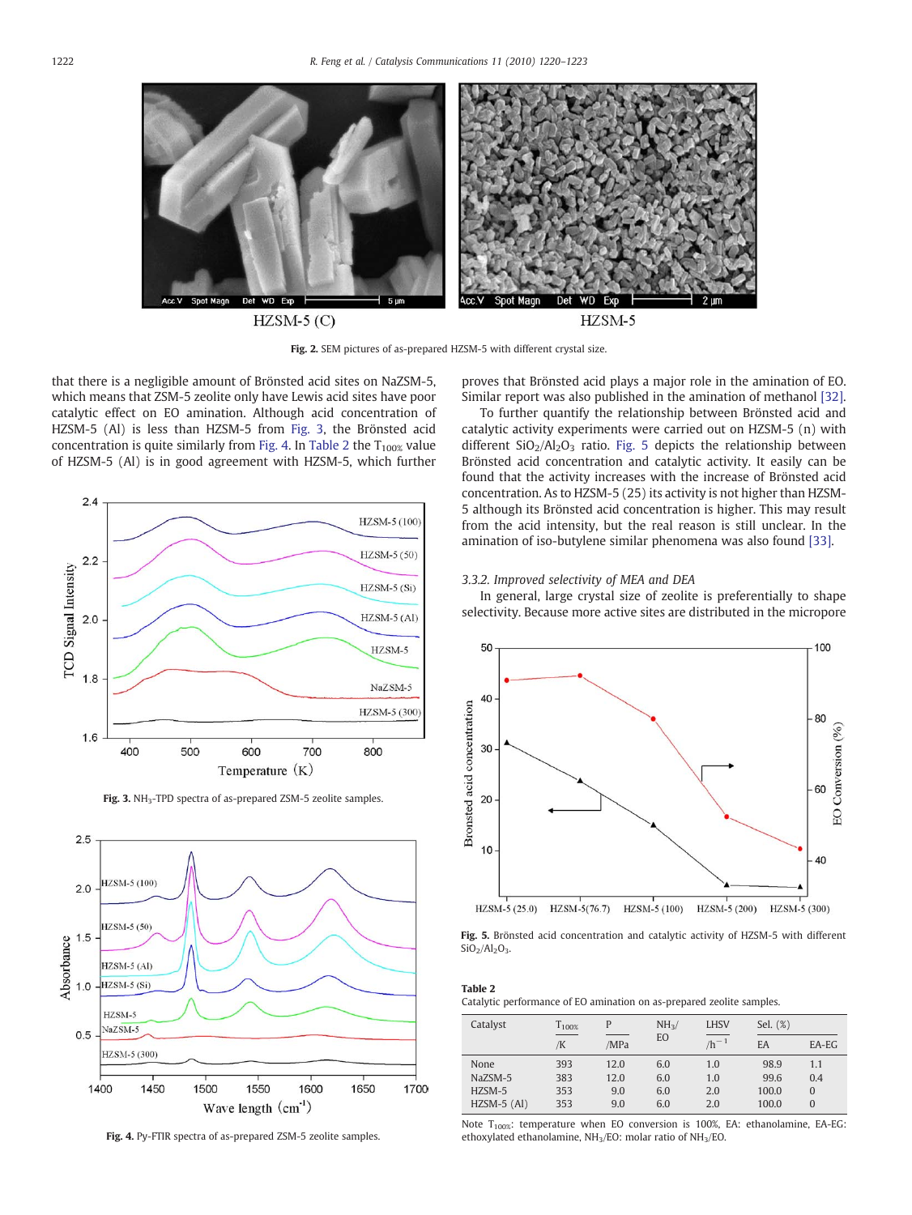Fig. 2. SEM pictures of as-prepared HZSM-5 with different crystal size.

that there is a negligible amount of Brönsted acid sites on NaZSM-5, which means that ZSM-5 zeolite only have Lewis acid sites have poor catalytic effect on EO amination. Although acid concentration of HZSM-5 (Al) is less than HZSM-5 from Fig. 3, the Brönsted acid concentration is quite similarly from Fig. 4. In Table 2 the $T_{100\%}$ value of HZSM-5 (Al) is in good agreement with HZSM-5, which further proves that Brönsted acid plays a major role in the amination of EO. Similar report was also published in the amination of methanol [32].

Fig. 3. $NH_3$-TPD spectra of as-prepared ZSM-5 zeolite samples.

Fig. 4. Py-FTIR spectra of as-prepared ZSM-5 zeolite samples.

To further quantify the relationship between Brönsted acid and catalytic activity experiments were carried out on HZSM-5 (n) with different $SiO_2/Al_2O_3$ ratio. Fig. 5 depicts the relationship between Brönsted acid concentration and catalytic activity. It easily can be found that the activity increases with the increase of Brönsted acid concentration. As to HZSM-5 (25) its activity is not higher than HZSM-5 although its Brönsted acid concentration is higher. This may result from the real acid intensity, but the real reason is still unclear. In the amination of iso-butylene similar phenomena was also found [33].

### 3.3.2. Improved selectivity of MEA and DEA

In general, large crystal size of zeolite is preferentially to shape selectivity. Because more active sites are distributed in the micropore

Fig. 5. Brönsted acid concentration and catalytic activity of HZSM-5 with different $SiO_2/Al_2O_3$.

**Table 2**
Catalytic performance of EO amination on as-prepared zeolite samples.

| Catalyst | $T_{100\%}$ | P | $NH_3$/EO | LHSV | Sel. (%) | |
|---|---|---|---|---|---|---|
| | /K | /MPa | | $/h^{-1}$ | EA | EA-EG |
| None | 393 | 12.0 | 6.0 | 1.0 | 98.9 | 1.1 |
| NaZSM-5 | 383 | 12.0 | 6.0 | 1.0 | 99.6 | 0.4 |
| HZSM-5 | 353 | 9.0 | 6.0 | 2.0 | 100.0 | 0 |
| HZSM-5 (Al) | 353 | 9.0 | 6.0 | 2.0 | 100.0 | 0 |

Note $T_{100\%}$: temperature when EO conversion is 100%, EA: ethanolamine, EA-EG: ethoxylated ethanolamine, $NH_3$/EO: molar ratio of $NH_3$/EO.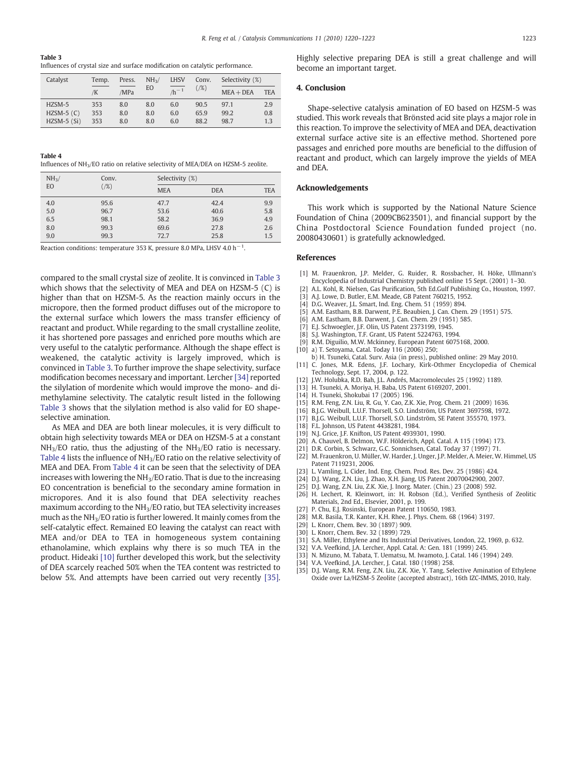**Table 3**
Influences of crystal size and surface modification on catalytic performance.

| Catalyst | Temp. /K | Press. /MPa | $NH_3$/ EO | LHSV /$h^{-1}$ | Conv. (/%) | Selectivity (%) | |
|---|---|---|---|---|---|---|---|
| | | | | | | MEA + DEA | TEA |
| HZSM-5 | 353 | 8.0 | 8.0 | 6.0 | 90.5 | 97.1 | 2.9 |
| HZSM-5 (C) | 353 | 8.0 | 8.0 | 6.0 | 65.9 | 99.2 | 0.8 |
| HZSM-5 (Si) | 353 | 8.0 | 8.0 | 6.0 | 88.2 | 98.7 | 1.3 |

**Table 4**
Influences of $NH_3$/EO ratio on relative selectivity of MEA/DEA on HZSM-5 zeolite.

| $NH_3$/ EO | Conv. (/%) | Selectivity (%) | | |
|---|---|---|---|---|
| | | MEA | DEA | TEA |
| 4.0 | 95.6 | 47.7 | 42.4 | 9.9 |
| 5.0 | 96.7 | 53.6 | 40.6 | 5.8 |
| 6.5 | 98.1 | 58.2 | 36.9 | 4.9 |
| 8.0 | 99.3 | 69.6 | 27.8 | 2.6 |
| 9.0 | 99.3 | 72.7 | 25.8 | 1.5 |

Reaction conditions: temperature 353 K, pressure 8.0 MPa, LHSV 4.0 $h^{-1}$.

compared to the small crystal size of zeolite. It is convinced in Table 3 which shows that the selectivity of MEA and DEA on HZSM-5 (C) is higher than that on HZSM-5. As the reaction mainly occurs in the micropore, then the formed product diffuses out of the micropore to the external surface which lowers the mass transfer efficiency of reactant and product. While regarding to the small crystalline zeolite, it has shortened pore passages and enriched pore mouths which are very useful to the catalytic performance. Although the shape effect is weakened, the catalytic activity is largely improved, which is convinced in Table 3. To further improve the shape selectivity, surface modification becomes necessary and important. Lercher [34] reported the silylation of mordenite which would improve the mono- and di-methylamine selectivity. The catalytic result listed in the following Table 3 shows that the silylation method is also valid for EO shape-selective amination.

As MEA and DEA are both linear molecules, it is very difficult to obtain high selectivity towards MEA or DEA on HZSM-5 at a constant $NH_3$/EO ratio, thus the adjusting of the $NH_3$/EO ratio is necessary. Table 4 lists the influence of $NH_3$/EO ratio on the relative selectivity of MEA and DEA. From Table 4 it can be seen that the selectivity of DEA increases with lowering the $NH_3$/EO ratio. That is due to the increasing EO concentration is beneficial to the secondary amine formation in micropores. And it is also found that DEA selectivity reaches maximum according to the $NH_3$/EO ratio, but TEA selectivity increases much as the $NH_3$/EO ratio is further lowered. It mainly comes from the self-catalytic effect. Remained EO leaving the catalyst can react with MEA and/or DEA to TEA in homogeneous system containing ethanolamine, which explains why there is so much TEA in the product. Hideaki [10] further developed this work, but the selectivity of DEA scarcely reached 50% when the TEA content was restricted to below 5%. And attempts have been carried out very recently [35]. Highly selective preparing DEA is still a great challenge and will become an important target.

## 4. Conclusion

Shape-selective catalysis amination of EO based on HZSM-5 was studied. This work reveals that Brönsted acid site plays a major role in this reaction. To improve the selectivity of MEA and DEA, deactivation external surface active site is an effective method. Shortened pore passages and enriched pore mouths are beneficial to the diffusion of reactant and product, which can largely improve the yields of MEA and DEA.

## Acknowledgements

This work which is supported by the National Nature Science Foundation of China (2009CB623501), and financial support by the China Postdoctoral Science Foundation funded project (no. 20080430601) is gratefully acknowledged.

## References

[1] M. Frauenkron, J.P. Melder, G. Ruider, R. Rossbacher, H. Höke, Ullmann's Encyclopedia of Industrial Chemistry published online 15 Sept. (2001) 1–30.
[2] A.L. Kohl, R.L. Nielsen, Gas Purification, 5th Ed.Gulf Publishing Co., Houston, 1997.
[3] A.J. Lowe, D. Butler, E.M. Meade, GB Patent 760215, 1952.
[4] D.G. Weaver, J.L. Smart, Ind. Eng. Chem. 51 (1959) 894.
[5] A.M. Eastham, B.B. Darwent, P.E. Beaubien, J. Can. Chem. 29 (1951) 575.
[6] A.M. Eastham, B.B. Darwent, J. Can. Chem. 29 (1951) 585.
[7] E.J. Schwoegler, J.F. Olin, US Patent 2373199, 1945.
[8] S.J. Washington, T.F. Grant, US Patent 5224763, 1994.
[9] R.M. Diguilio, M.W. Mckinney, European Patent 6075168, 2000.
[10] a) T. Setoyama, Catal. Today 116 (2006) 250;
b) H. Tsuneki, Catal. Surv. Asia (in press), published online: 29 May 2010.
[11] C. Jones, M.R. Edens, J.F. Lochary, Kirk-Othmer Encyclopedia of Chemical Technology, Sept. 17, 2004, p. 122.
[12] J.W. Holubka, R.D. Bah, J.L. Andrés, Macromolecules 25 (1992) 1189.
[13] H. Tsuneki, A. Moriya, H. Baba, US Patent 6169207, 2001.
[14] H. Tsuneki, Shokubai 17 (2005) 196.
[15] R.M. Feng, Z.N. Liu, R. Gu, Y. Cao, Z.K. Xie, Prog. Chem. 21 (2009) 1636.
[16] B.J.G. Weibull, L.U.F. Thorsell, S.O. Lindström, US Patent 3697598, 1972.
[17] B.J.G. Weibull, L.U.F. Thorsell, S.O. Lindström, SE Patent 355570, 1973.
[18] F.L. Johnson, US Patent 4438281, 1984.
[19] N.J. Grice, J.F. Knifton, US Patent 4939301, 1990.
[20] A. Chauvel, B. Delmon, W.F. Hölderich, Appl. Catal. A 115 (1994) 173.
[21] D.R. Corbin, S. Schwarz, G.C. Sonnichsen, Catal. Today 37 (1997) 71.
[22] M. Frauenkron, U. Müller, W. Harder, J. Unger, J.P. Melder, A. Meier, W. Himmel, US Patent 7119231, 2006.
[23] L. Vamling, L. Cider, Ind. Eng. Chem. Prod. Res. Dev. 25 (1986) 424.
[24] D.J. Wang, Z.N. Liu, J. Zhao, X.H. Jiang, US Patent 20070042900, 2007.
[25] D.J. Wang, Z.N. Liu, Z.K. Xie, J. Inorg. Mater. (Chin.) 23 (2008) 592.
[26] H. Lechert, R. Kleinwort, in: H. Robson (Ed.), Verified Synthesis of Zeolitic Materials, 2nd Ed., Elsevier, 2001, p. 199.
[27] P. Chu, E.J. Rosinski, European Patent 110650, 1983.
[28] M.R. Basila, T.R. Kanter, K.H. Rhee, J. Phys. Chem. 68 (1964) 3197.
[29] L. Knorr, Chem. Bev. 30 (1897) 909.
[30] L. Knorr, Chem. Bev. 32 (1899) 729.
[31] S.A. Miller, Ethylene and Its Industrial Derivatives, London, 22, 1969, p. 632.
[32] V.A. Veefkind, J.A. Lercher, Appl. Catal. A: Gen. 181 (1999) 245.
[33] N. Mizuno, M. Tabata, T. Uematsu, M. Iwamoto, J. Catal. 146 (1994) 249.
[34] V.A. Veefkind, J.A. Lercher, J. Catal. 180 (1998) 258.
[35] D.J. Wang, R.M. Feng, Z.N. Liu, Z.K. Xie, Y. Tang, Selective Amination of Ethylene Oxide over La/HZSM-5 Zeolite (accepted abstract), 16th IZC-IMMS, 2010, Italy.